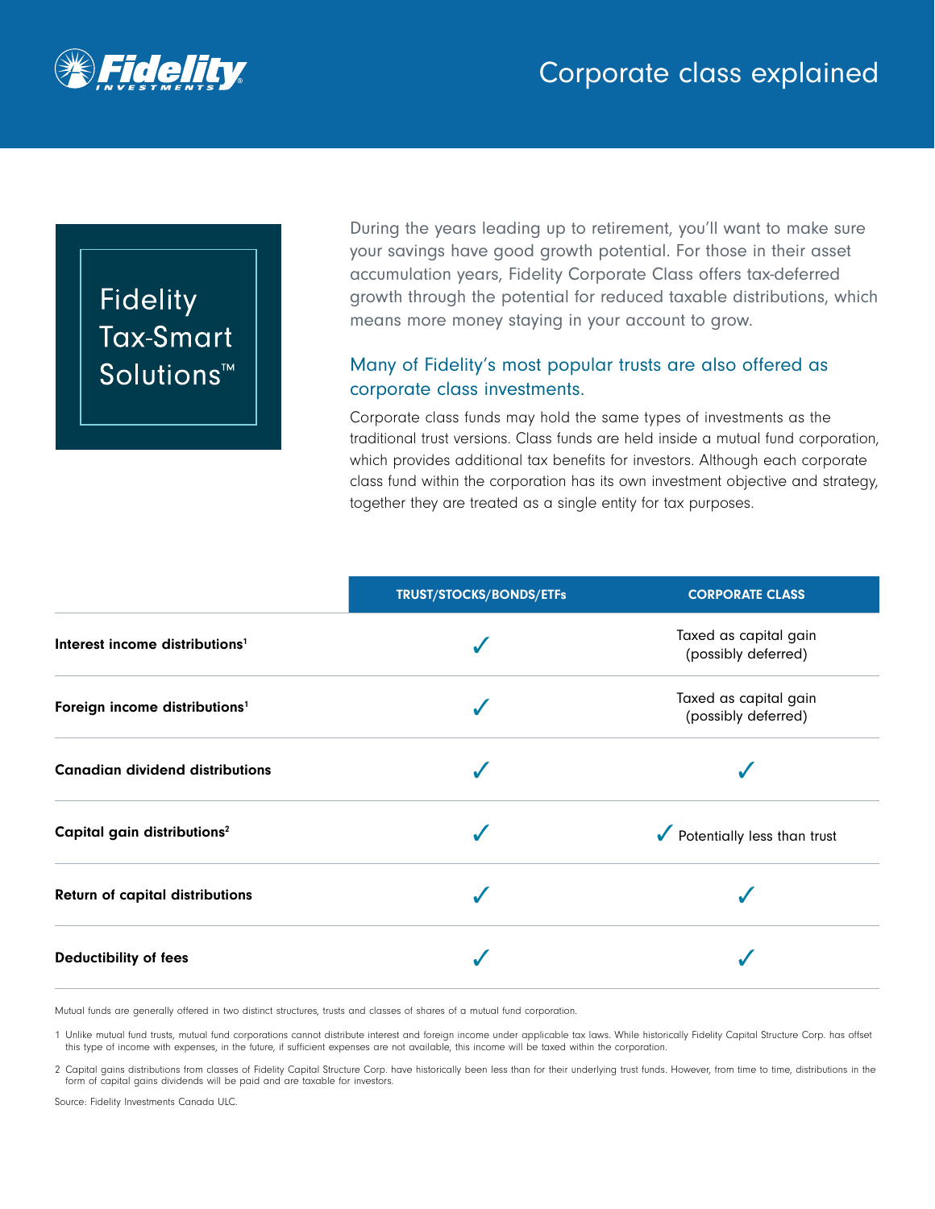# Corporate class explained

## Fidelity Tax-Smart Solutions™

During the years leading up to retirement, you'll want to make sure your savings have good growth potential. For those in their asset accumulation years, Fidelity Corporate Class offers tax-deferred growth through the potential for reduced taxable distributions, which means more money staying in your account to grow.

### Many of Fidelity's most popular trusts are also offered as corporate class investments.

Corporate class funds may hold the same types of investments as the traditional trust versions. Class funds are held inside a mutual fund corporation, which provides additional tax benefits for investors. Although each corporate class fund within the corporation has its own investment objective and strategy, together they are treated as a single entity for tax purposes.

| | TRUST/STOCKS/BONDS/ETFs | CORPORATE CLASS |
|---|---|---|
| **Interest income distributions**[1] | ✓ | Taxed as capital gain (possibly deferred) |
| **Foreign income distributions**[1] | ✓ | Taxed as capital gain (possibly deferred) |
| **Canadian dividend distributions** | ✓ | ✓ |
| **Capital gain distributions**[2] | ✓ | ✓ Potentially less than trust |
| **Return of capital distributions** | ✓ | ✓ |
| **Deductibility of fees** | ✓ | ✓ |

Mutual funds are generally offered in two distinct structures, trusts and classes of shares of a mutual fund corporation.

1 Unlike mutual fund trusts, mutual fund corporations cannot distribute interest and foreign income under applicable tax laws. While historically Fidelity Capital Structure Corp. has offset this type of income with expenses, in the future, if sufficient expenses are not available, this income will be taxed within the corporation.

2 Capital gains distributions from classes of Fidelity Capital Structure Corp. have historically been less than for their underlying trust funds. However, from time to time, distributions in the form of capital gains dividends will be paid and are taxable for investors.

Source: Fidelity Investments Canada ULC.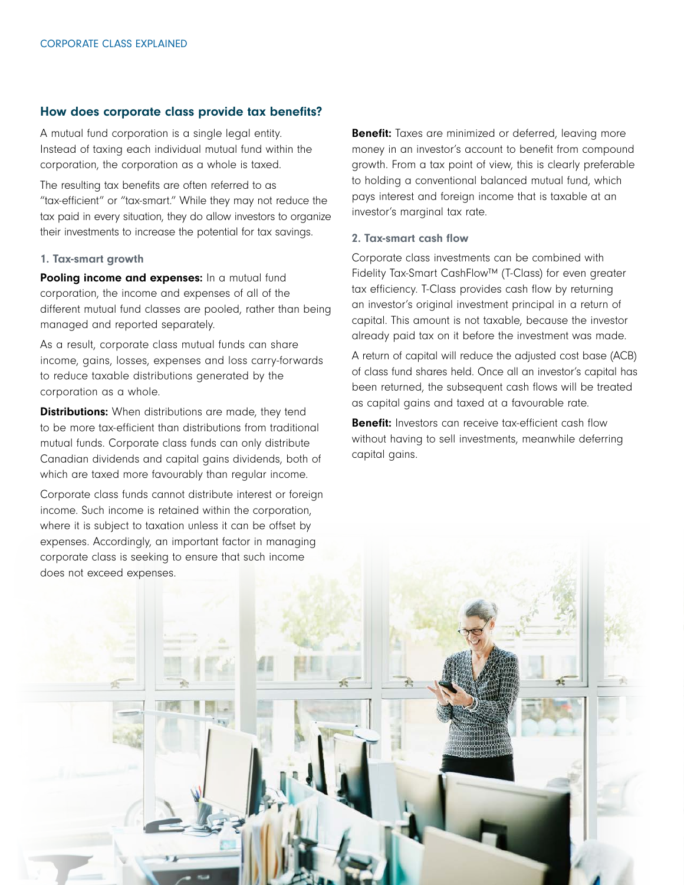## How does corporate class provide tax benefits?

A mutual fund corporation is a single legal entity. Instead of taxing each individual mutual fund within the corporation, the corporation as a whole is taxed.

The resulting tax benefits are often referred to as "tax-efficient" or "tax-smart." While they may not reduce the tax paid in every situation, they do allow investors to organize their investments to increase the potential for tax savings.

### 1. Tax-smart growth

**Pooling income and expenses:** In a mutual fund corporation, the income and expenses of all of the different mutual fund classes are pooled, rather than being managed and reported separately.

As a result, corporate class mutual funds can share income, gains, losses, expenses and loss carry-forwards to reduce taxable distributions generated by the corporation as a whole.

**Distributions:** When distributions are made, they tend to be more tax-efficient than distributions from traditional mutual funds. Corporate class funds can only distribute Canadian dividends and capital gains dividends, both of which are taxed more favourably than regular income.

Corporate class funds cannot distribute interest or foreign income. Such income is retained within the corporation, where it is subject to taxation unless it can be offset by expenses. Accordingly, an important factor in managing corporate class is seeking to ensure that such income does not exceed expenses.

**Benefit:** Taxes are minimized or deferred, leaving more money in an investor's account to benefit from compound growth. From a tax point of view, this is clearly preferable to holding a conventional balanced mutual fund, which pays interest and foreign income that is taxable at an investor's marginal tax rate.

### 2. Tax-smart cash flow

Corporate class investments can be combined with Fidelity Tax-Smart CashFlow™ (T-Class) for even greater tax efficiency. T-Class provides cash flow by returning an investor's original investment principal in a return of capital. This amount is not taxable, because the investor already paid tax on it before the investment was made.

A return of capital will reduce the adjusted cost base (ACB) of class fund shares held. Once all an investor's capital has been returned, the subsequent cash flows will be treated as capital gains and taxed at a favourable rate.

**Benefit:** Investors can receive tax-efficient cash flow without having to sell investments, meanwhile deferring capital gains.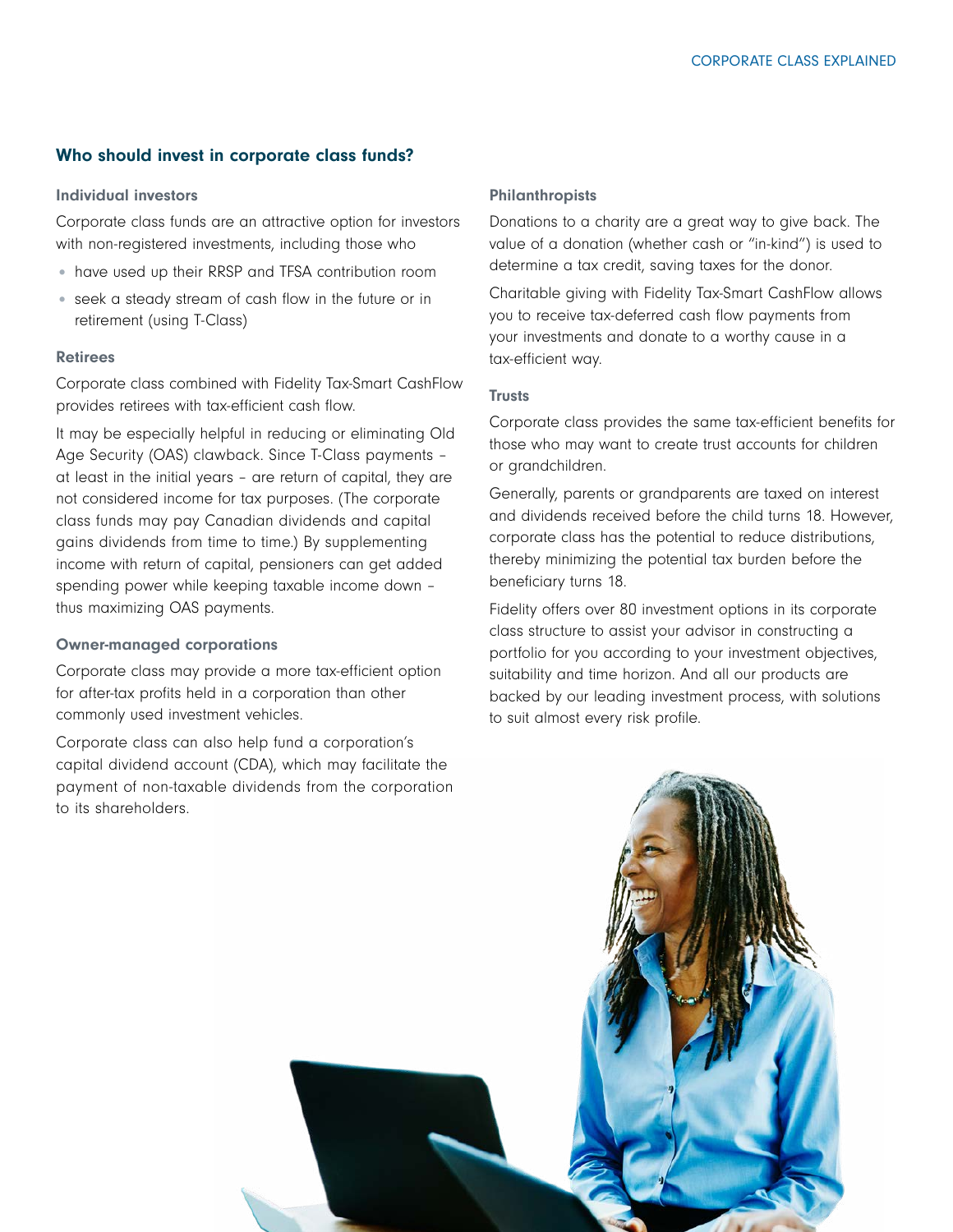## Who should invest in corporate class funds?

### Individual investors

Corporate class funds are an attractive option for investors with non-registered investments, including those who

- have used up their RRSP and TFSA contribution room
- seek a steady stream of cash flow in the future or in retirement (using T-Class)

### Retirees

Corporate class combined with Fidelity Tax-Smart CashFlow provides retirees with tax-efficient cash flow.

It may be especially helpful in reducing or eliminating Old Age Security (OAS) clawback. Since T-Class payments – at least in the initial years – are return of capital, they are not considered income for tax purposes. (The corporate class funds may pay Canadian dividends and capital gains dividends from time to time.) By supplementing income with return of capital, pensioners can get added spending power while keeping taxable income down – thus maximizing OAS payments.

### Owner-managed corporations

Corporate class may provide a more tax-efficient option for after-tax profits held in a corporation than other commonly used investment vehicles.

Corporate class can also help fund a corporation's capital dividend account (CDA), which may facilitate the payment of non-taxable dividends from the corporation to its shareholders.

### Philanthropists

Donations to a charity are a great way to give back. The value of a donation (whether cash or "in-kind") is used to determine a tax credit, saving taxes for the donor.

Charitable giving with Fidelity Tax-Smart CashFlow allows you to receive tax-deferred cash flow payments from your investments and donate to a worthy cause in a tax-efficient way.

### Trusts

Corporate class provides the same tax-efficient benefits for those who may want to create trust accounts for children or grandchildren.

Generally, parents or grandparents are taxed on interest and dividends received before the child turns 18. However, corporate class has the potential to reduce distributions, thereby minimizing the potential tax burden before the beneficiary turns 18.

Fidelity offers over 80 investment options in its corporate class structure to assist your advisor in constructing a portfolio for you according to your investment objectives, suitability and time horizon. And all our products are backed by our leading investment process, with solutions to suit almost every risk profile.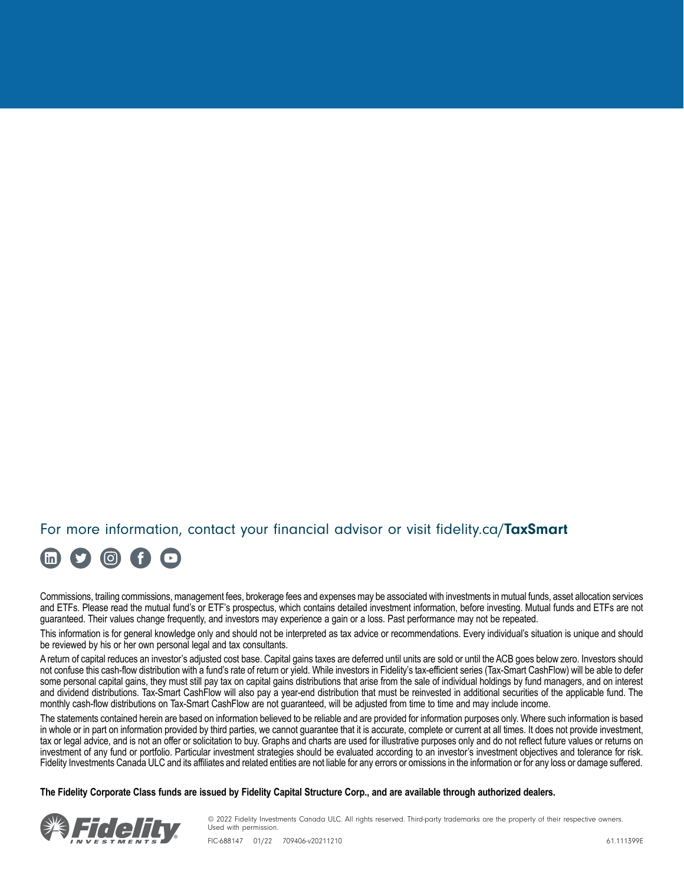For more information, contact your financial advisor or visit fidelity.ca/**TaxSmart**

Commissions, trailing commissions, management fees, brokerage fees and expenses may be associated with investments in mutual funds, asset allocation services and ETFs. Please read the mutual fund's or ETF's prospectus, which contains detailed investment information, before investing. Mutual funds and ETFs are not guaranteed. Their values change frequently, and investors may experience a gain or a loss. Past performance may not be repeated.

This information is for general knowledge only and should not be interpreted as tax advice or recommendations. Every individual's situation is unique and should be reviewed by his or her own personal legal and tax consultants.

A return of capital reduces an investor's adjusted cost base. Capital gains taxes are deferred until units are sold or until the ACB goes below zero. Investors should not confuse this cash-flow distribution with a fund's rate of return or yield. While investors in Fidelity's tax-efficient series (Tax-Smart CashFlow) will be able to defer some personal capital gains, they must still pay tax on capital gains distributions that arise from the sale of individual holdings by fund managers, and on interest and dividend distributions. Tax-Smart CashFlow will also pay a year-end distribution that must be reinvested in additional securities of the applicable fund. The monthly cash-flow distributions on Tax-Smart CashFlow are not guaranteed, will be adjusted from time to time and may include income.

The statements contained herein are based on information believed to be reliable and are provided for information purposes only. Where such information is based in whole or in part on information provided by third parties, we cannot guarantee that it is accurate, complete or current at all times. It does not provide investment, tax or legal advice, and is not an offer or solicitation to buy. Graphs and charts are used for illustrative purposes only and do not reflect future values or returns on investment of any fund or portfolio. Particular investment strategies should be evaluated according to an investor's investment objectives and tolerance for risk. Fidelity Investments Canada ULC and its affiliates and related entities are not liable for any errors or omissions in the information or for any loss or damage suffered.

**The Fidelity Corporate Class funds are issued by Fidelity Capital Structure Corp., and are available through authorized dealers.**

© 2022 Fidelity Investments Canada ULC. All rights reserved. Third-party trademarks are the property of their respective owners. Used with permission.

FIC-688147 01/22 709406-v20211210 61.111399E